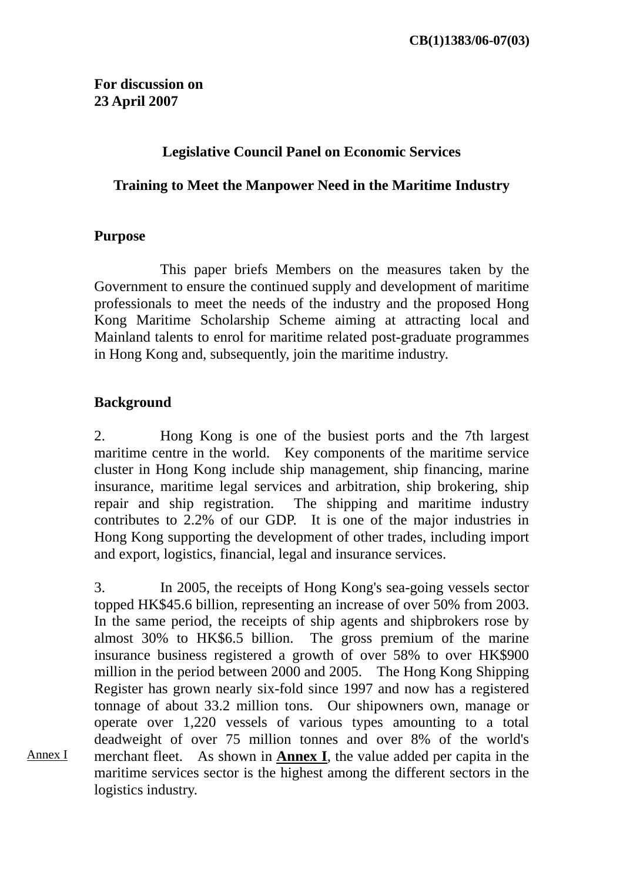CB(1)1383/06-07(03)

**For discussion on**
**23 April 2007**

**Legislative Council Panel on Economic Services**

**Training to Meet the Manpower Need in the Maritime Industry**

**Purpose**

This paper briefs Members on the measures taken by the Government to ensure the continued supply and development of maritime professionals to meet the needs of the industry and the proposed Hong Kong Maritime Scholarship Scheme aiming at attracting local and Mainland talents to enrol for maritime related post-graduate programmes in Hong Kong and, subsequently, join the maritime industry.

**Background**

2. Hong Kong is one of the busiest ports and the 7th largest maritime centre in the world. Key components of the maritime service cluster in Hong Kong include ship management, ship financing, marine insurance, maritime legal services and arbitration, ship brokering, ship repair and ship registration. The shipping and maritime industry contributes to 2.2% of our GDP. It is one of the major industries in Hong Kong supporting the development of other trades, including import and export, logistics, financial, legal and insurance services.

3. In 2005, the receipts of Hong Kong's sea-going vessels sector topped HK$45.6 billion, representing an increase of over 50% from 2003. In the same period, the receipts of ship agents and shipbrokers rose by almost 30% to HK$6.5 billion. The gross premium of the marine insurance business registered a growth of over 58% to over HK$900 million in the period between 2000 and 2005. The Hong Kong Shipping Register has grown nearly six-fold since 1997 and now has a registered tonnage of about 33.2 million tons. Our shipowners own, manage or operate over 1,220 vessels of various types amounting to a total deadweight of over 75 million tonnes and over 8% of the world's merchant fleet. As shown in **Annex I**, the value added per capita in the maritime services sector is the highest among the different sectors in the logistics industry.

Annex I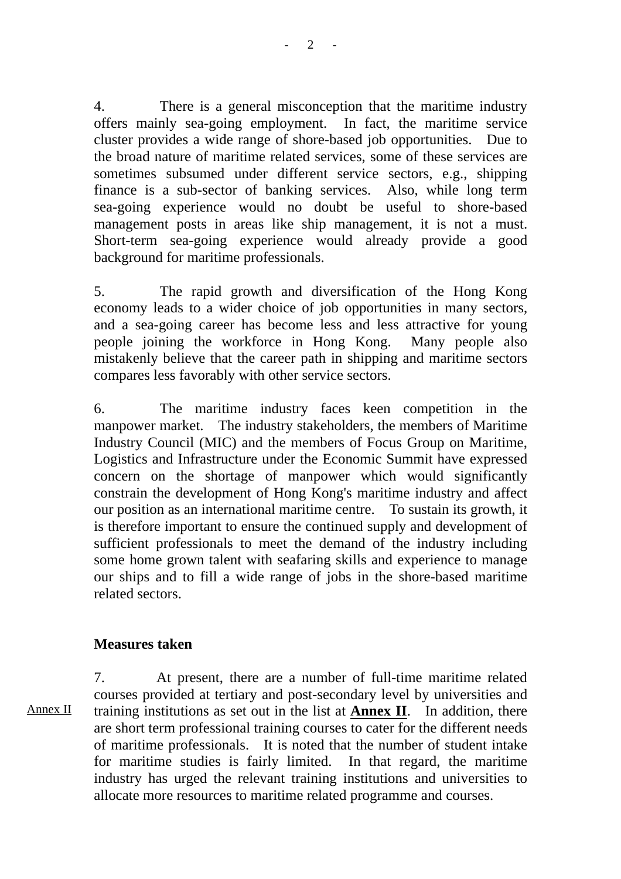4. There is a general misconception that the maritime industry offers mainly sea-going employment. In fact, the maritime service cluster provides a wide range of shore-based job opportunities. Due to the broad nature of maritime related services, some of these services are sometimes subsumed under different service sectors, e.g., shipping finance is a sub-sector of banking services. Also, while long term sea-going experience would no doubt be useful to shore-based management posts in areas like ship management, it is not a must. Short-term sea-going experience would already provide a good background for maritime professionals.

5. The rapid growth and diversification of the Hong Kong economy leads to a wider choice of job opportunities in many sectors, and a sea-going career has become less and less attractive for young people joining the workforce in Hong Kong. Many people also mistakenly believe that the career path in shipping and maritime sectors compares less favorably with other service sectors.

6. The maritime industry faces keen competition in the manpower market. The industry stakeholders, the members of Maritime Industry Council (MIC) and the members of Focus Group on Maritime, Logistics and Infrastructure under the Economic Summit have expressed concern on the shortage of manpower which would significantly constrain the development of Hong Kong's maritime industry and affect our position as an international maritime centre. To sustain its growth, it is therefore important to ensure the continued supply and development of sufficient professionals to meet the demand of the industry including some home grown talent with seafaring skills and experience to manage our ships and to fill a wide range of jobs in the shore-based maritime related sectors.

**Measures taken**

Annex II

7. At present, there are a number of full-time maritime related courses provided at tertiary and post-secondary level by universities and training institutions as set out in the list at **Annex II**. In addition, there are short term professional training courses to cater for the different needs of maritime professionals. It is noted that the number of student intake for maritime studies is fairly limited. In that regard, the maritime industry has urged the relevant training institutions and universities to allocate more resources to maritime related programme and courses.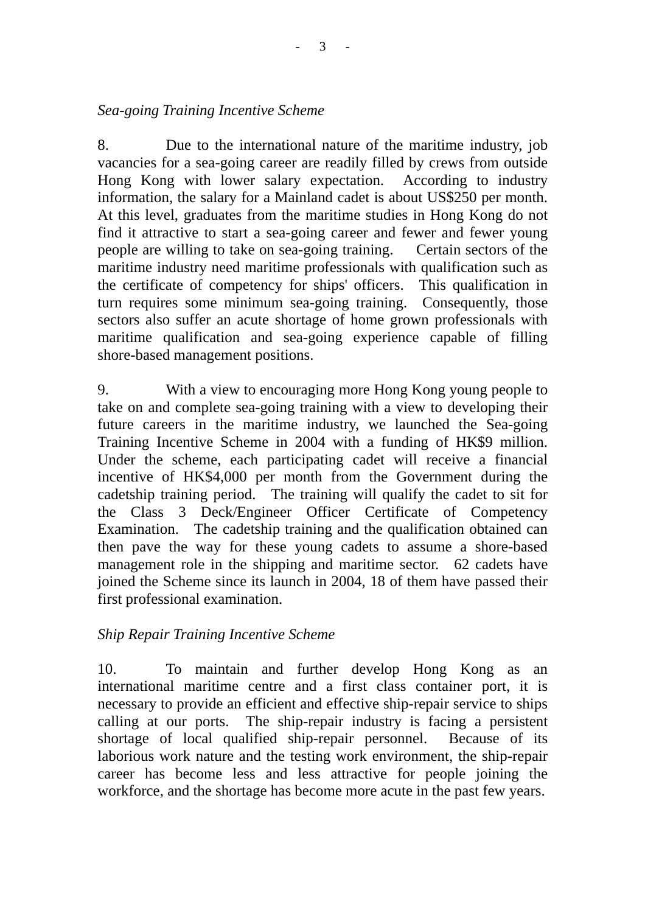*Sea-going Training Incentive Scheme*

8. Due to the international nature of the maritime industry, job vacancies for a sea-going career are readily filled by crews from outside Hong Kong with lower salary expectation. According to industry information, the salary for a Mainland cadet is about US$250 per month. At this level, graduates from the maritime studies in Hong Kong do not find it attractive to start a sea-going career and fewer and fewer young people are willing to take on sea-going training. Certain sectors of the maritime industry need maritime professionals with qualification such as the certificate of competency for ships' officers. This qualification in turn requires some minimum sea-going training. Consequently, those sectors also suffer an acute shortage of home grown professionals with maritime qualification and sea-going experience capable of filling shore-based management positions.

9. With a view to encouraging more Hong Kong young people to take on and complete sea-going training with a view to developing their future careers in the maritime industry, we launched the Sea-going Training Incentive Scheme in 2004 with a funding of HK$9 million. Under the scheme, each participating cadet will receive a financial incentive of HK$4,000 per month from the Government during the cadetship training period. The training will qualify the cadet to sit for the Class 3 Deck/Engineer Officer Certificate of Competency Examination. The cadetship training and the qualification obtained can then pave the way for these young cadets to assume a shore-based management role in the shipping and maritime sector. 62 cadets have joined the Scheme since its launch in 2004, 18 of them have passed their first professional examination.

*Ship Repair Training Incentive Scheme*

10. To maintain and further develop Hong Kong as an international maritime centre and a first class container port, it is necessary to provide an efficient and effective ship-repair service to ships calling at our ports. The ship-repair industry is facing a persistent shortage of local qualified ship-repair personnel. Because of its laborious work nature and the testing work environment, the ship-repair career has become less and less attractive for people joining the workforce, and the shortage has become more acute in the past few years.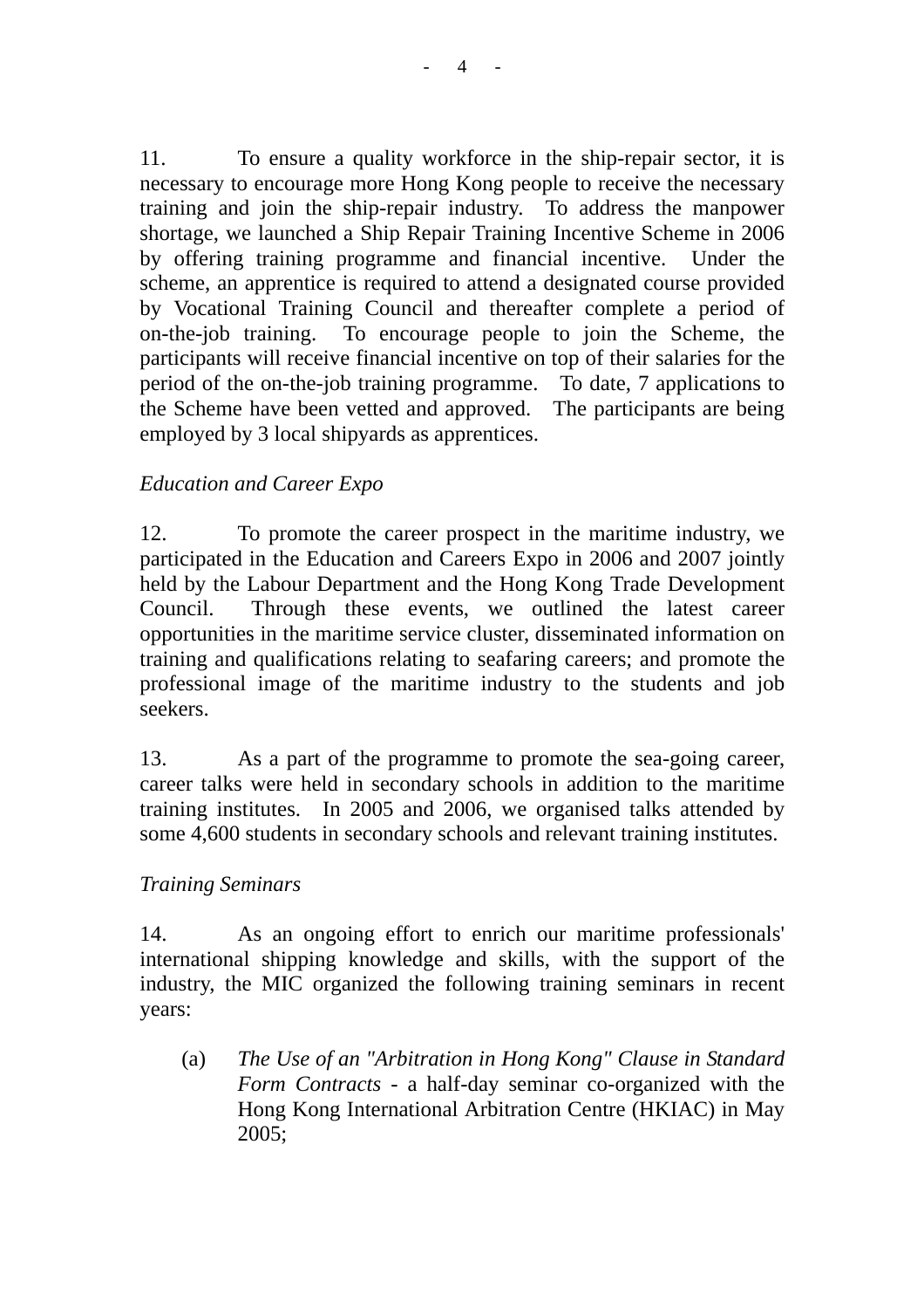11. To ensure a quality workforce in the ship-repair sector, it is necessary to encourage more Hong Kong people to receive the necessary training and join the ship-repair industry. To address the manpower shortage, we launched a Ship Repair Training Incentive Scheme in 2006 by offering training programme and financial incentive. Under the scheme, an apprentice is required to attend a designated course provided by Vocational Training Council and thereafter complete a period of on-the-job training. To encourage people to join the Scheme, the participants will receive financial incentive on top of their salaries for the period of the on-the-job training programme. To date, 7 applications to the Scheme have been vetted and approved. The participants are being employed by 3 local shipyards as apprentices.

*Education and Career Expo*

12. To promote the career prospect in the maritime industry, we participated in the Education and Careers Expo in 2006 and 2007 jointly held by the Labour Department and the Hong Kong Trade Development Council. Through these events, we outlined the latest career opportunities in the maritime service cluster, disseminated information on training and qualifications relating to seafaring careers; and promote the professional image of the maritime industry to the students and job seekers.

13. As a part of the programme to promote the sea-going career, career talks were held in secondary schools in addition to the maritime training institutes. In 2005 and 2006, we organised talks attended by some 4,600 students in secondary schools and relevant training institutes.

*Training Seminars*

14. As an ongoing effort to enrich our maritime professionals' international shipping knowledge and skills, with the support of the industry, the MIC organized the following training seminars in recent years:

(a) *The Use of an "Arbitration in Hong Kong" Clause in Standard Form Contracts* - a half-day seminar co-organized with the Hong Kong International Arbitration Centre (HKIAC) in May 2005;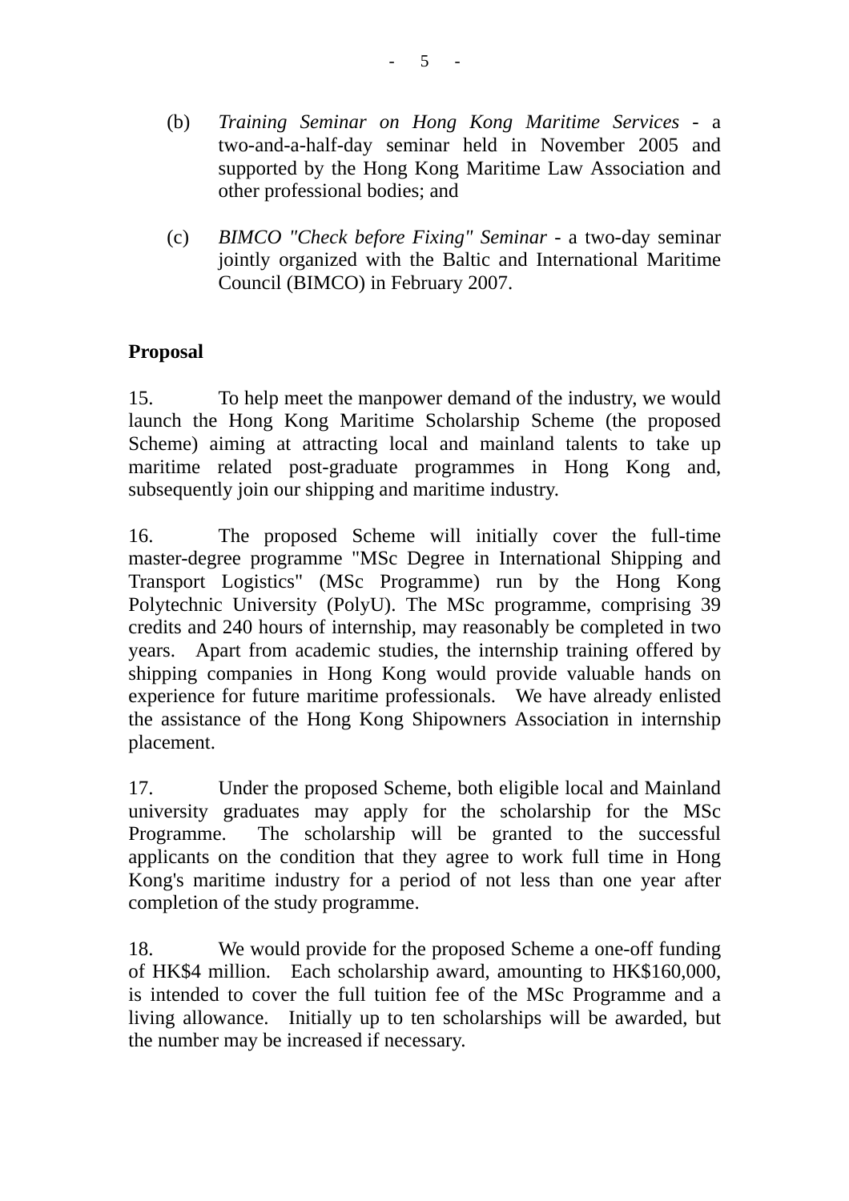(b) *Training Seminar on Hong Kong Maritime Services* - a two-and-a-half-day seminar held in November 2005 and supported by the Hong Kong Maritime Law Association and other professional bodies; and

(c) *BIMCO "Check before Fixing" Seminar* - a two-day seminar jointly organized with the Baltic and International Maritime Council (BIMCO) in February 2007.

**Proposal**

15. To help meet the manpower demand of the industry, we would launch the Hong Kong Maritime Scholarship Scheme (the proposed Scheme) aiming at attracting local and mainland talents to take up maritime related post-graduate programmes in Hong Kong and, subsequently join our shipping and maritime industry.

16. The proposed Scheme will initially cover the full-time master-degree programme "MSc Degree in International Shipping and Transport Logistics" (MSc Programme) run by the Hong Kong Polytechnic University (PolyU). The MSc programme, comprising 39 credits and 240 hours of internship, may reasonably be completed in two years. Apart from academic studies, the internship training offered by shipping companies in Hong Kong would provide valuable hands on experience for future maritime professionals. We have already enlisted the assistance of the Hong Kong Shipowners Association in internship placement.

17. Under the proposed Scheme, both eligible local and Mainland university graduates may apply for the scholarship for the MSc Programme. The scholarship will be granted to the successful applicants on the condition that they agree to work full time in Hong Kong's maritime industry for a period of not less than one year after completion of the study programme.

18. We would provide for the proposed Scheme a one-off funding of HK$4 million. Each scholarship award, amounting to HK$160,000, is intended to cover the full tuition fee of the MSc Programme and a living allowance. Initially up to ten scholarships will be awarded, but the number may be increased if necessary.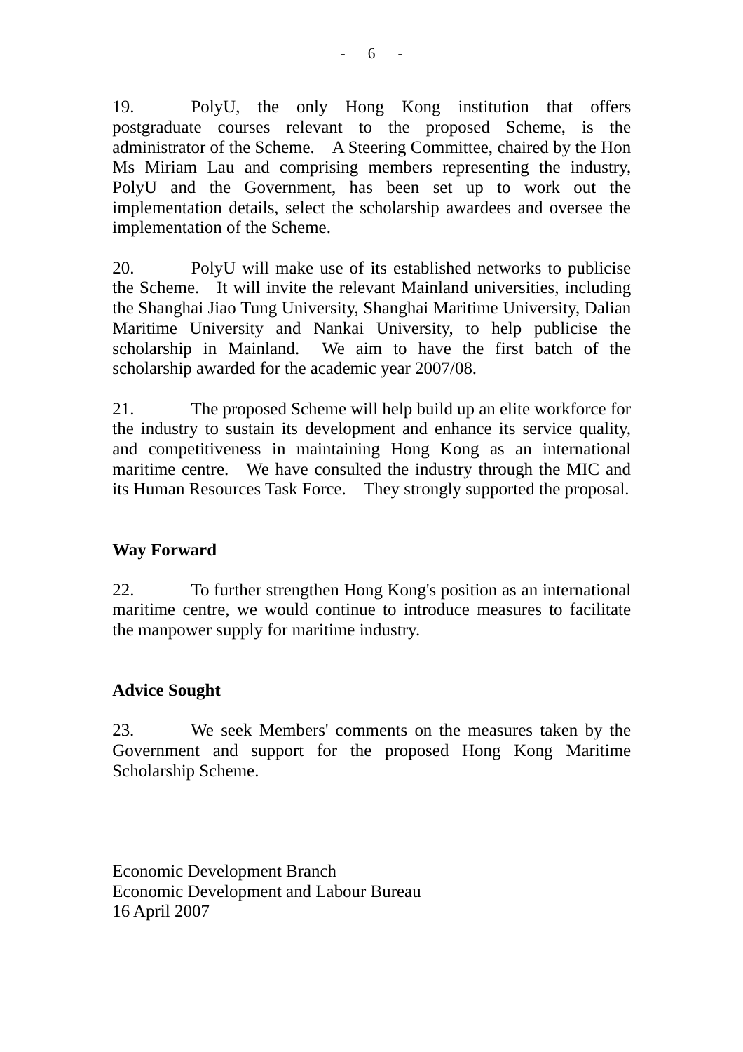19. PolyU, the only Hong Kong institution that offers postgraduate courses relevant to the proposed Scheme, is the administrator of the Scheme. A Steering Committee, chaired by the Hon Ms Miriam Lau and comprising members representing the industry, PolyU and the Government, has been set up to work out the implementation details, select the scholarship awardees and oversee the implementation of the Scheme.

20. PolyU will make use of its established networks to publicise the Scheme. It will invite the relevant Mainland universities, including the Shanghai Jiao Tung University, Shanghai Maritime University, Dalian Maritime University and Nankai University, to help publicise the scholarship in Mainland. We aim to have the first batch of the scholarship awarded for the academic year 2007/08.

21. The proposed Scheme will help build up an elite workforce for the industry to sustain its development and enhance its service quality, and competitiveness in maintaining Hong Kong as an international maritime centre. We have consulted the industry through the MIC and its Human Resources Task Force. They strongly supported the proposal.

**Way Forward**

22. To further strengthen Hong Kong's position as an international maritime centre, we would continue to introduce measures to facilitate the manpower supply for maritime industry.

**Advice Sought**

23. We seek Members' comments on the measures taken by the Government and support for the proposed Hong Kong Maritime Scholarship Scheme.

Economic Development Branch
Economic Development and Labour Bureau
16 April 2007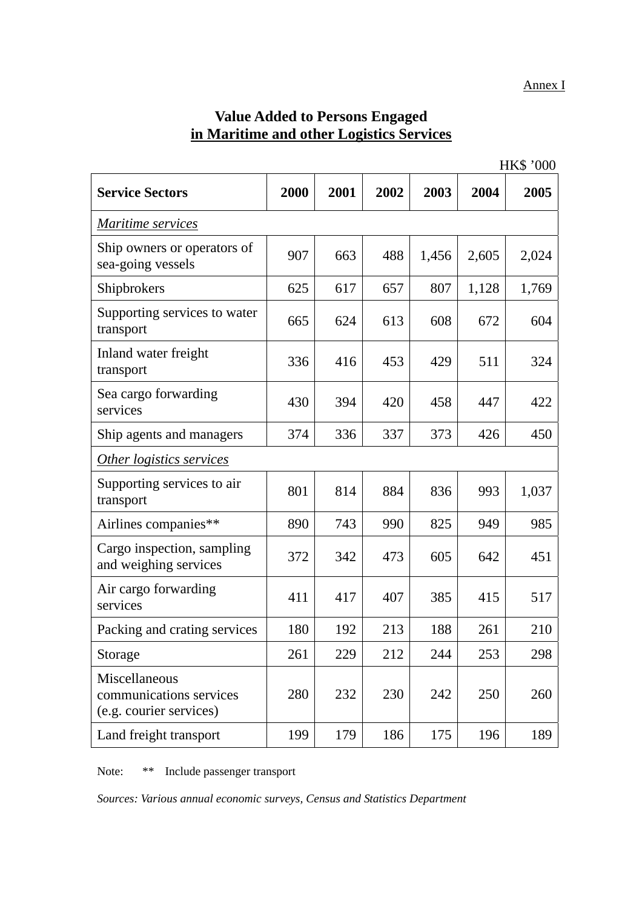Annex I

# Value Added to Persons Engaged in Maritime and other Logistics Services

HK$ '000

| Service Sectors | 2000 | 2001 | 2002 | 2003 | 2004 | 2005 |
|---|---|---|---|---|---|---|
| *Maritime services* | | | | | | |
| Ship owners or operators of sea-going vessels | 907 | 663 | 488 | 1,456 | 2,605 | 2,024 |
| Shipbrokers | 625 | 617 | 657 | 807 | 1,128 | 1,769 |
| Supporting services to water transport | 665 | 624 | 613 | 608 | 672 | 604 |
| Inland water freight transport | 336 | 416 | 453 | 429 | 511 | 324 |
| Sea cargo forwarding services | 430 | 394 | 420 | 458 | 447 | 422 |
| Ship agents and managers | 374 | 336 | 337 | 373 | 426 | 450 |
| *Other logistics services* | | | | | | |
| Supporting services to air transport | 801 | 814 | 884 | 836 | 993 | 1,037 |
| Airlines companies** | 890 | 743 | 990 | 825 | 949 | 985 |
| Cargo inspection, sampling and weighing services | 372 | 342 | 473 | 605 | 642 | 451 |
| Air cargo forwarding services | 411 | 417 | 407 | 385 | 415 | 517 |
| Packing and crating services | 180 | 192 | 213 | 188 | 261 | 210 |
| Storage | 261 | 229 | 212 | 244 | 253 | 298 |
| Miscellaneous communications services (e.g. courier services) | 280 | 232 | 230 | 242 | 250 | 260 |
| Land freight transport | 199 | 179 | 186 | 175 | 196 | 189 |

Note: ** Include passenger transport

*Sources: Various annual economic surveys, Census and Statistics Department*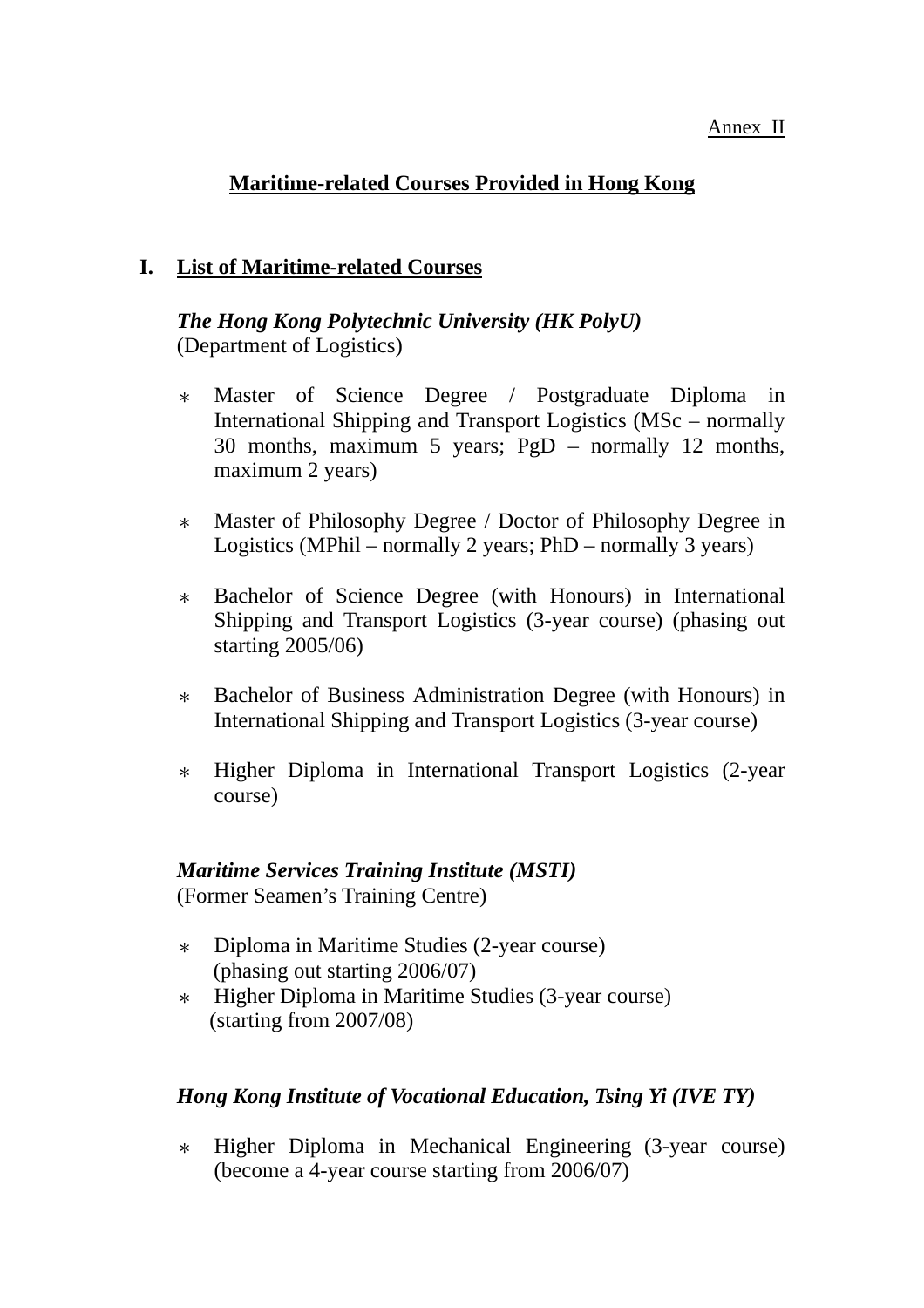Annex II

# Maritime-related Courses Provided in Hong Kong

## I. List of Maritime-related Courses

***The Hong Kong Polytechnic University (HK PolyU)***
(Department of Logistics)

- Master of Science Degree / Postgraduate Diploma in International Shipping and Transport Logistics (MSc – normally 30 months, maximum 5 years; PgD – normally 12 months, maximum 2 years)

- Master of Philosophy Degree / Doctor of Philosophy Degree in Logistics (MPhil – normally 2 years; PhD – normally 3 years)

- Bachelor of Science Degree (with Honours) in International Shipping and Transport Logistics (3-year course) (phasing out starting 2005/06)

- Bachelor of Business Administration Degree (with Honours) in International Shipping and Transport Logistics (3-year course)

- Higher Diploma in International Transport Logistics (2-year course)

***Maritime Services Training Institute (MSTI)***
(Former Seamen's Training Centre)

- Diploma in Maritime Studies (2-year course) (phasing out starting 2006/07)
- Higher Diploma in Maritime Studies (3-year course) (starting from 2007/08)

***Hong Kong Institute of Vocational Education, Tsing Yi (IVE TY)***

- Higher Diploma in Mechanical Engineering (3-year course) (become a 4-year course starting from 2006/07)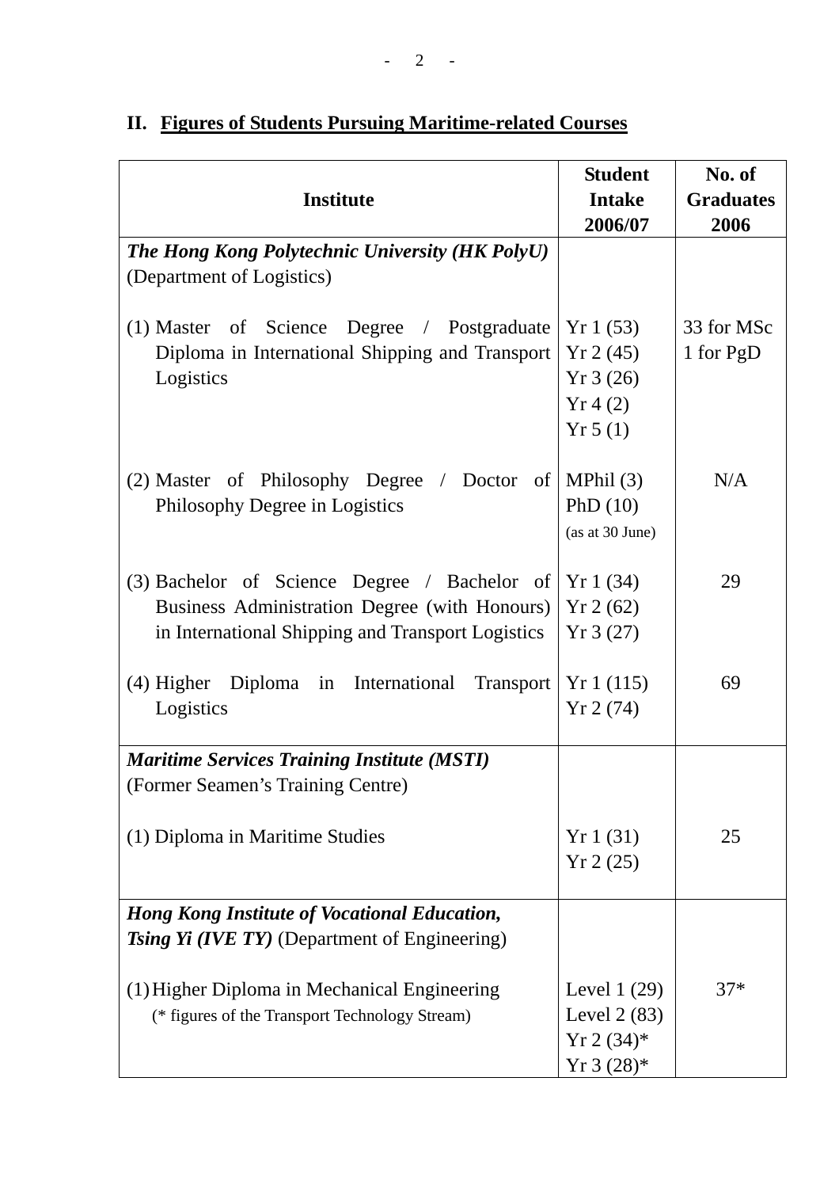## II. Figures of Students Pursuing Maritime-related Courses

| Institute | Student Intake 2006/07 | No. of Graduates 2006 |
|---|---|---|
| ***The Hong Kong Polytechnic University (HK PolyU)*** (Department of Logistics) | | |
| (1) Master of Science Degree / Postgraduate Diploma in International Shipping and Transport Logistics | Yr 1 (53)<br>Yr 2 (45)<br>Yr 3 (26)<br>Yr 4 (2)<br>Yr 5 (1) | 33 for MSc<br>1 for PgD |
| (2) Master of Philosophy Degree / Doctor of Philosophy Degree in Logistics | MPhil (3)<br>PhD (10)<br>(as at 30 June) | N/A |
| (3) Bachelor of Science Degree / Bachelor of Business Administration Degree (with Honours) in International Shipping and Transport Logistics | Yr 1 (34)<br>Yr 2 (62)<br>Yr 3 (27) | 29 |
| (4) Higher Diploma in International Transport Logistics | Yr 1 (115)<br>Yr 2 (74) | 69 |
| ***Maritime Services Training Institute (MSTI)*** (Former Seamen's Training Centre) | | |
| (1) Diploma in Maritime Studies | Yr 1 (31)<br>Yr 2 (25) | 25 |
| ***Hong Kong Institute of Vocational Education, Tsing Yi (IVE TY)*** (Department of Engineering) | | |
| (1) Higher Diploma in Mechanical Engineering (* figures of the Transport Technology Stream) | Level 1 (29)<br>Level 2 (83)<br>Yr 2 (34)*<br>Yr 3 (28)* | 37* |